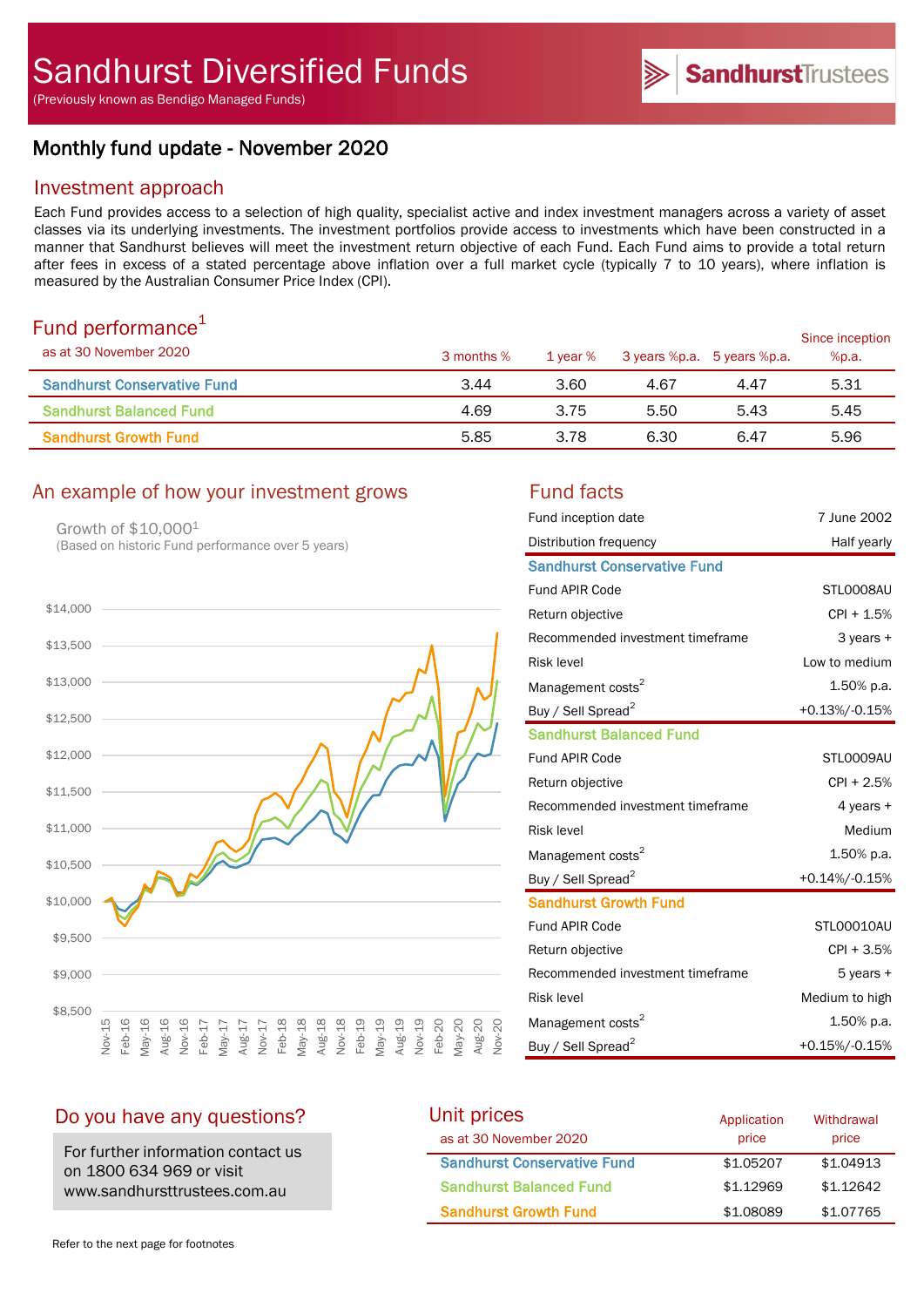# Sandhurst Diversified Funds

(Previously known as Bendigo Managed Funds)

SandhurstTrustees

## Monthly fund update - November 2020

## Investment approach

Each Fund provides access to a selection of high quality, specialist active and index investment managers across a variety of asset classes via its underlying investments. The investment portfolios provide access to investments which have been constructed in a manner that Sandhurst believes will meet the investment return objective of each Fund. Each Fund aims to provide a total return after fees in excess of a stated percentage above inflation over a full market cycle (typically 7 to 10 years), where inflation is measured by the Australian Consumer Price Index (CPI).

## Fund performance[1]

as at 30 November 2020

| | 3 months % | 1 year % | 3 years %p.a. | 5 years %p.a. | Since inception %p.a. |
|---|---|---|---|---|---|
| Sandhurst Conservative Fund | 3.44 | 3.60 | 4.67 | 4.47 | 5.31 |
| Sandhurst Balanced Fund | 4.69 | 3.75 | 5.50 | 5.43 | 5.45 |
| Sandhurst Growth Fund | 5.85 | 3.78 | 6.30 | 6.47 | 5.96 |

## An example of how your investment grows

Growth of $10,000[1]
(Based on historic Fund performance over 5 years)

## Fund facts

| | |
|---|---|
| Fund inception date | 7 June 2002 |
| Distribution frequency | Half yearly |
| **Sandhurst Conservative Fund** | |
| Fund APIR Code | STL0008AU |
| Return objective | CPI + 1.5% |
| Recommended investment timeframe | 3 years + |
| Risk level | Low to medium |
| Management costs[2] | 1.50% p.a. |
| Buy / Sell Spread[2] | +0.13%/-0.15% |
| **Sandhurst Balanced Fund** | |
| Fund APIR Code | STL0009AU |
| Return objective | CPI + 2.5% |
| Recommended investment timeframe | 4 years + |
| Risk level | Medium |
| Management costs[2] | 1.50% p.a. |
| Buy / Sell Spread[2] | +0.14%/-0.15% |
| **Sandhurst Growth Fund** | |
| Fund APIR Code | STL00010AU |
| Return objective | CPI + 3.5% |
| Recommended investment timeframe | 5 years + |
| Risk level | Medium to high |
| Management costs[2] | 1.50% p.a. |
| Buy / Sell Spread[2] | +0.15%/-0.15% |

## Do you have any questions?

For further information contact us on 1800 634 969 or visit www.sandhursttrustees.com.au

## Unit prices

as at 30 November 2020

| | Application price | Withdrawal price |
|---|---|---|
| Sandhurst Conservative Fund | $1.05207 | $1.04913 |
| Sandhurst Balanced Fund | $1.12969 | $1.12642 |
| Sandhurst Growth Fund | $1.08089 | $1.07765 |

Refer to the next page for footnotes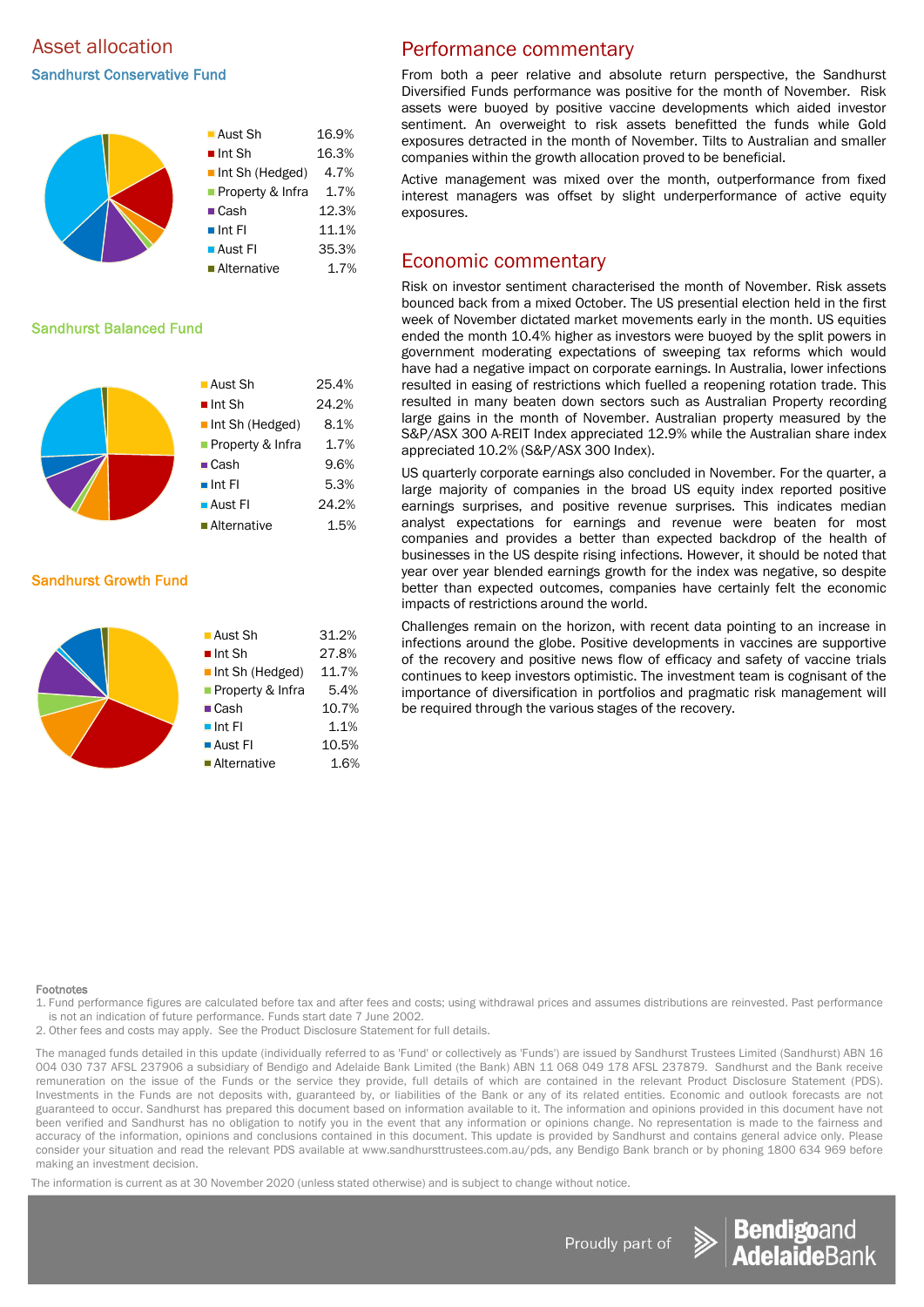## Asset allocation

### Sandhurst Conservative Fund

Aust Sh 16.9%
Int Sh 16.3%
Int Sh (Hedged) 4.7%
Property & Infra 1.7%
Cash 12.3%
Int FI 11.1%
Aust FI 35.3%
Alternative 1.7%

### Sandhurst Balanced Fund

Aust Sh 25.4%
Int Sh 24.2%
Int Sh (Hedged) 8.1%
Property & Infra 1.7%
Cash 9.6%
Int FI 5.3%
Aust FI 24.2%
Alternative 1.5%

### Sandhurst Growth Fund

Aust Sh 31.2%
Int Sh 27.8%
Int Sh (Hedged) 11.7%
Property & Infra 5.4%
Cash 10.7%
Int FI 1.1%
Aust FI 10.5%
Alternative 1.6%

## Performance commentary

From both a peer relative and absolute return perspective, the Sandhurst Diversified Funds performance was positive for the month of November. Risk assets were buoyed by positive vaccine developments which aided investor sentiment. An overweight to risk assets benefitted the funds while Gold exposures detracted in the month of November. Tilts to Australian and smaller companies within the growth allocation proved to be beneficial.

Active management was mixed over the month, outperformance from fixed interest managers was offset by slight underperformance of active equity exposures.

## Economic commentary

Risk on investor sentiment characterised the month of November. Risk assets bounced back from a mixed October. The US presential election held in the first week of November dictated market movements early in the month. US equities ended the month 10.4% higher as investors were buoyed by the split powers in government moderating expectations of sweeping tax reforms which would have had a negative impact on corporate earnings. In Australia, lower infections resulted in easing of restrictions which fuelled a reopening rotation trade. This resulted in many beaten down sectors such as Australian Property recording large gains in the month of November. Australian property measured by the S&P/ASX 300 A-REIT Index appreciated 12.9% while the Australian share index appreciated 10.2% (S&P/ASX 300 Index).

US quarterly corporate earnings also concluded in November. For the quarter, a large majority of companies in the broad US equity index reported positive earnings surprises, and positive revenue surprises. This indicates median analyst expectations for earnings and revenue were beaten for most companies and provides a better than expected backdrop of the health of businesses in the US despite rising infections. However, it should be noted that year over year blended earnings growth for the index was negative, so despite better than expected outcomes, companies have certainly felt the economic impacts of restrictions around the world.

Challenges remain on the horizon, with recent data pointing to an increase in infections around the globe. Positive developments in vaccines are supportive of the recovery and positive news flow of efficacy and safety of vaccine trials continues to keep investors optimistic. The investment team is cognisant of the importance of diversification in portfolios and pragmatic risk management will be required through the various stages of the recovery.

**Footnotes**

1. Fund performance figures are calculated before tax and after fees and costs; using withdrawal prices and assumes distributions are reinvested. Past performance is not an indication of future performance. Funds start date 7 June 2002.
2. Other fees and costs may apply. See the Product Disclosure Statement for full details.

The managed funds detailed in this update (individually referred to as 'Fund' or collectively as 'Funds') are issued by Sandhurst Trustees Limited (Sandhurst) ABN 16 004 030 737 AFSL 237906 a subsidiary of Bendigo and Adelaide Bank Limited (the Bank) ABN 11 068 049 178 AFSL 237879. Sandhurst and the Bank receive remuneration on the issue of the Funds or the service they provide, full details of which are contained in the relevant Product Disclosure Statement (PDS). Investments in the Funds are not deposits with, guaranteed by, or liabilities of the Bank or any of its related entities. Economic and outlook forecasts are not guaranteed to occur. Sandhurst has prepared this document based on information available to it. The information and opinions provided in this document have not been verified and Sandhurst has no obligation to notify you in the event that any information or opinions change. No representation is made to the fairness and accuracy of the information, opinions and conclusions contained in this document. This update is provided by Sandhurst and contains general advice only. Please consider your situation and read the relevant PDS available at www.sandhursttrustees.com.au/pds, any Bendigo Bank branch or by phoning 1800 634 969 before making an investment decision.

The information is current as at 30 November 2020 (unless stated otherwise) and is subject to change without notice.

Proudly part of Bendigo and Adelaide Bank